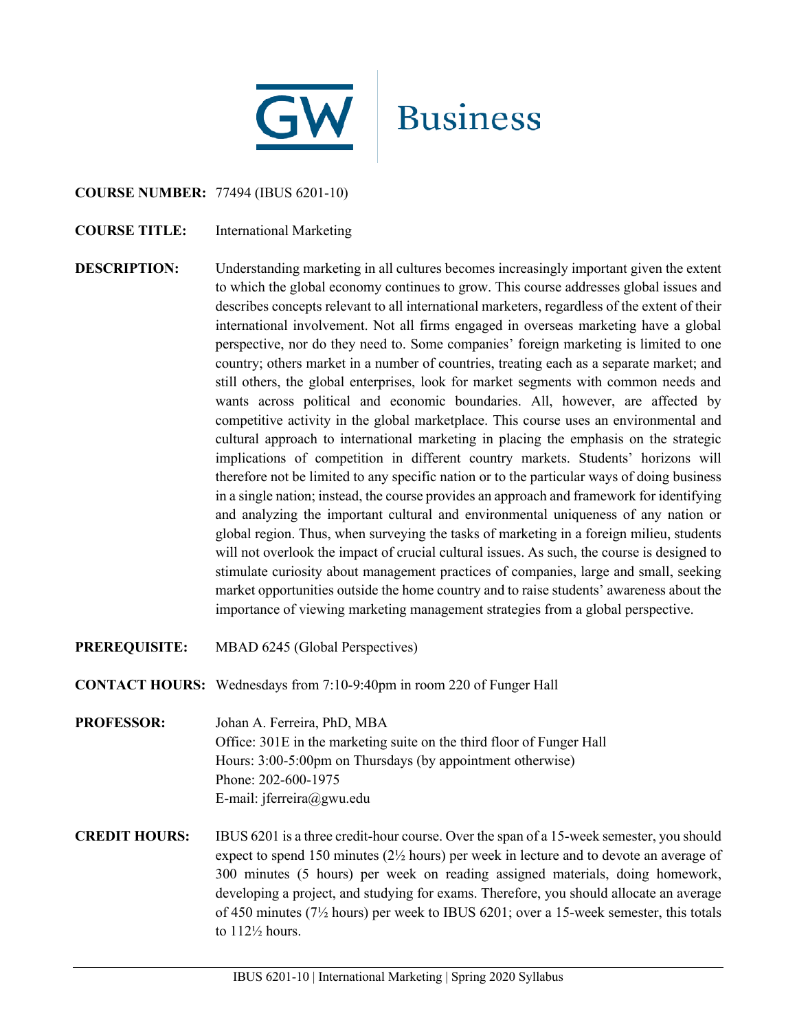GW | Business

**COURSE NUMBER:** 77494 (IBUS 6201-10)

**COURSE TITLE:** International Marketing

**DESCRIPTION:** Understanding marketing in all cultures becomes increasingly important given the extent to which the global economy continues to grow. This course addresses global issues and describes concepts relevant to all international marketers, regardless of the extent of their international involvement. Not all firms engaged in overseas marketing have a global perspective, nor do they need to. Some companies' foreign marketing is limited to one country; others market in a number of countries, treating each as a separate market; and still others, the global enterprises, look for market segments with common needs and wants across political and economic boundaries. All, however, are affected by competitive activity in the global marketplace. This course uses an environmental and cultural approach to international marketing in placing the emphasis on the strategic implications of competition in different country markets. Students' horizons will therefore not be limited to any specific nation or to the particular ways of doing business in a single nation; instead, the course provides an approach and framework for identifying and analyzing the important cultural and environmental uniqueness of any nation or global region. Thus, when surveying the tasks of marketing in a foreign milieu, students will not overlook the impact of crucial cultural issues. As such, the course is designed to stimulate curiosity about management practices of companies, large and small, seeking market opportunities outside the home country and to raise students' awareness about the importance of viewing marketing management strategies from a global perspective.

**PREREQUISITE:** MBAD 6245 (Global Perspectives)

**CONTACT HOURS:** Wednesdays from 7:10-9:40pm in room 220 of Funger Hall

**PROFESSOR:** Johan A. Ferreira, PhD, MBA
Office: 301E in the marketing suite on the third floor of Funger Hall
Hours: 3:00-5:00pm on Thursdays (by appointment otherwise)
Phone: 202-600-1975
E-mail: jferreira@gwu.edu

**CREDIT HOURS:** IBUS 6201 is a three credit-hour course. Over the span of a 15-week semester, you should expect to spend 150 minutes (2½ hours) per week in lecture and to devote an average of 300 minutes (5 hours) per week on reading assigned materials, doing homework, developing a project, and studying for exams. Therefore, you should allocate an average of 450 minutes (7½ hours) per week to IBUS 6201; over a 15-week semester, this totals to 112½ hours.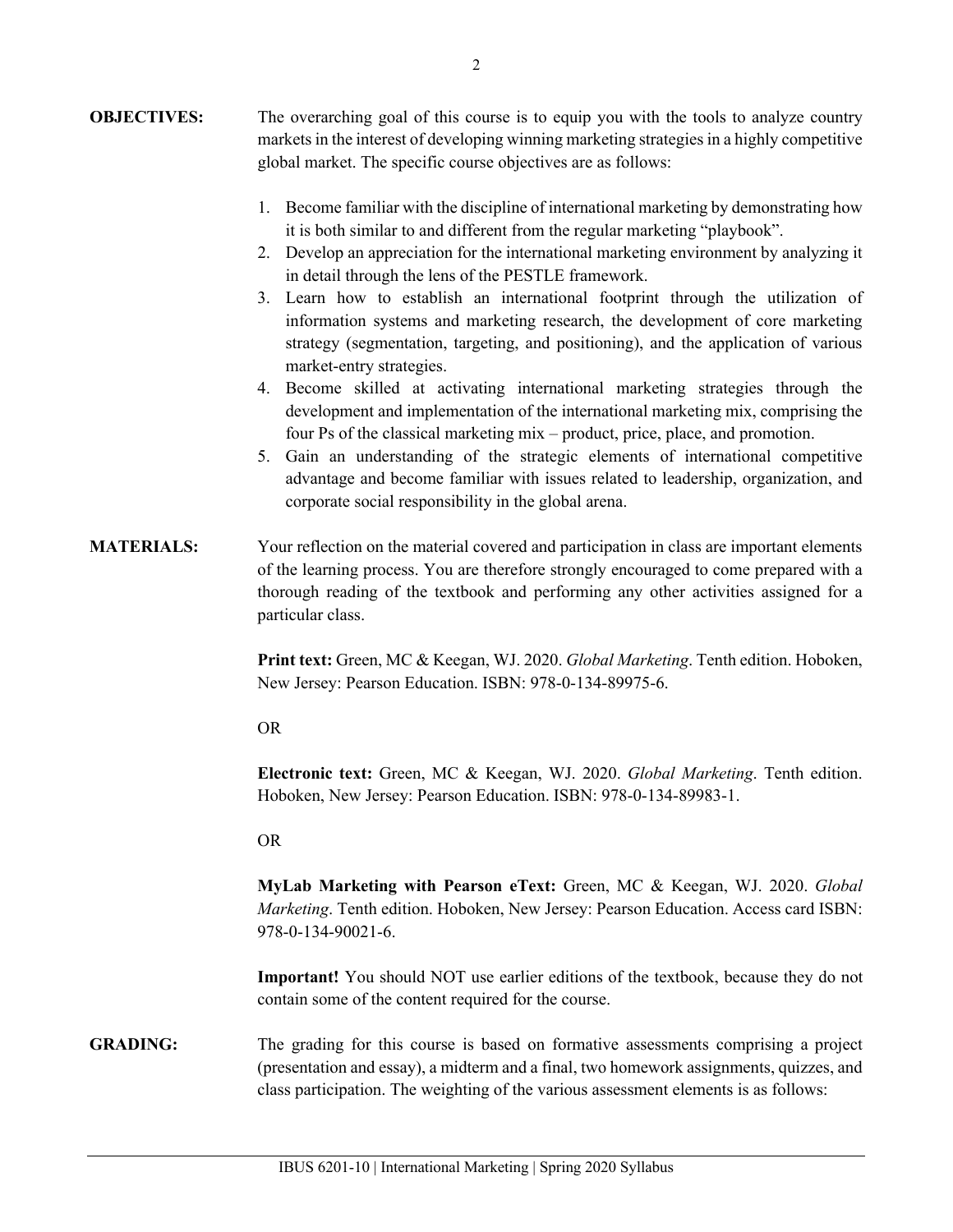**OBJECTIVES:**

The overarching goal of this course is to equip you with the tools to analyze country markets in the interest of developing winning marketing strategies in a highly competitive global market. The specific course objectives are as follows:

1. Become familiar with the discipline of international marketing by demonstrating how it is both similar to and different from the regular marketing "playbook".
2. Develop an appreciation for the international marketing environment by analyzing it in detail through the lens of the PESTLE framework.
3. Learn how to establish an international footprint through the utilization of information systems and marketing research, the development of core marketing strategy (segmentation, targeting, and positioning), and the application of various market-entry strategies.
4. Become skilled at activating international marketing strategies through the development and implementation of the international marketing mix, comprising the four Ps of the classical marketing mix – product, price, place, and promotion.
5. Gain an understanding of the strategic elements of international competitive advantage and become familiar with issues related to leadership, organization, and corporate social responsibility in the global arena.

**MATERIALS:**

Your reflection on the material covered and participation in class are important elements of the learning process. You are therefore strongly encouraged to come prepared with a thorough reading of the textbook and performing any other activities assigned for a particular class.

**Print text:** Green, MC & Keegan, WJ. 2020. *Global Marketing*. Tenth edition. Hoboken, New Jersey: Pearson Education. ISBN: 978-0-134-89975-6.

OR

**Electronic text:** Green, MC & Keegan, WJ. 2020. *Global Marketing*. Tenth edition. Hoboken, New Jersey: Pearson Education. ISBN: 978-0-134-89983-1.

OR

**MyLab Marketing with Pearson eText:** Green, MC & Keegan, WJ. 2020. *Global Marketing*. Tenth edition. Hoboken, New Jersey: Pearson Education. Access card ISBN: 978-0-134-90021-6.

**Important!** You should NOT use earlier editions of the textbook, because they do not contain some of the content required for the course.

**GRADING:**

The grading for this course is based on formative assessments comprising a project (presentation and essay), a midterm and a final, two homework assignments, quizzes, and class participation. The weighting of the various assessment elements is as follows: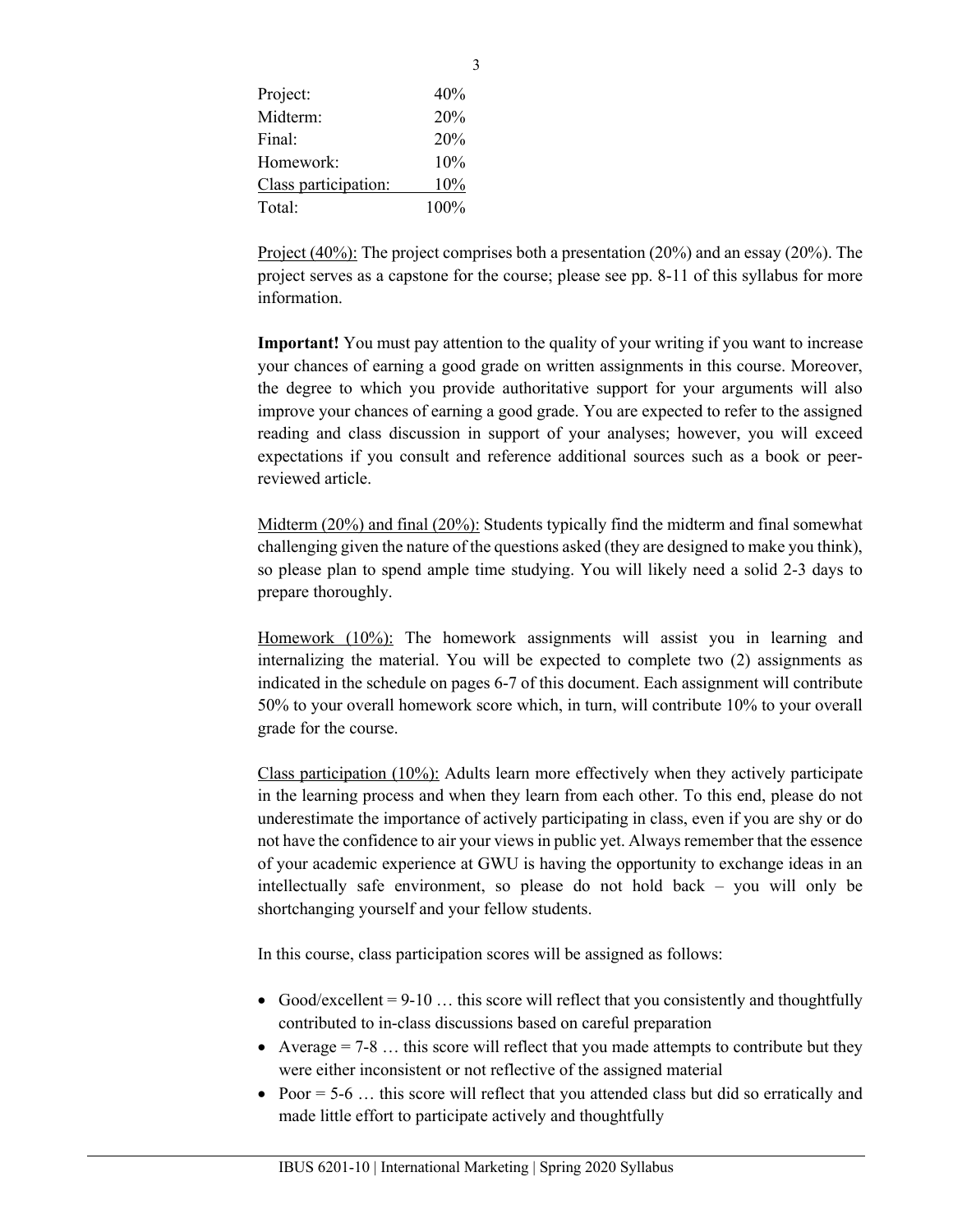| Component | Weight |
|---|---|
| Project: | 40% |
| Midterm: | 20% |
| Final: | 20% |
| Homework: | 10% |
| Class participation: | 10% |
| Total: | 100% |

Project (40%): The project comprises both a presentation (20%) and an essay (20%). The project serves as a capstone for the course; please see pp. 8-11 of this syllabus for more information.

**Important!** You must pay attention to the quality of your writing if you want to increase your chances of earning a good grade on written assignments in this course. Moreover, the degree to which you provide authoritative support for your arguments will also improve your chances of earning a good grade. You are expected to refer to the assigned reading and class discussion in support of your analyses; however, you will exceed expectations if you consult and reference additional sources such as a book or peer-reviewed article.

Midterm (20%) and final (20%): Students typically find the midterm and final somewhat challenging given the nature of the questions asked (they are designed to make you think), so please plan to spend ample time studying. You will likely need a solid 2-3 days to prepare thoroughly.

Homework (10%): The homework assignments will assist you in learning and internalizing the material. You will be expected to complete two (2) assignments as indicated in the schedule on pages 6-7 of this document. Each assignment will contribute 50% to your overall homework score which, in turn, will contribute 10% to your overall grade for the course.

Class participation (10%): Adults learn more effectively when they actively participate in the learning process and when they learn from each other. To this end, please do not underestimate the importance of actively participating in class, even if you are shy or do not have the confidence to air your views in public yet. Always remember that the essence of your academic experience at GWU is having the opportunity to exchange ideas in an intellectually safe environment, so please do not hold back – you will only be shortchanging yourself and your fellow students.

In this course, class participation scores will be assigned as follows:

- Good/excellent = 9-10 … this score will reflect that you consistently and thoughtfully contributed to in-class discussions based on careful preparation
- Average = 7-8 … this score will reflect that you made attempts to contribute but they were either inconsistent or not reflective of the assigned material
- Poor = 5-6 … this score will reflect that you attended class but did so erratically and made little effort to participate actively and thoughtfully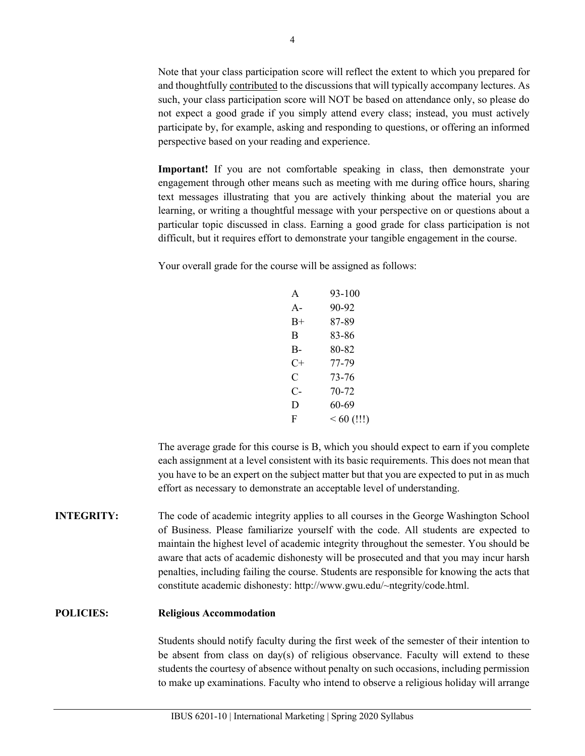Note that your class participation score will reflect the extent to which you prepared for and thoughtfully contributed to the discussions that will typically accompany lectures. As such, your class participation score will NOT be based on attendance only, so please do not expect a good grade if you simply attend every class; instead, you must actively participate by, for example, asking and responding to questions, or offering an informed perspective based on your reading and experience.

**Important!** If you are not comfortable speaking in class, then demonstrate your engagement through other means such as meeting with me during office hours, sharing text messages illustrating that you are actively thinking about the material you are learning, or writing a thoughtful message with your perspective on or questions about a particular topic discussed in class. Earning a good grade for class participation is not difficult, but it requires effort to demonstrate your tangible engagement in the course.

Your overall grade for the course will be assigned as follows:

| Grade | Range |
|---|---|
| A | 93-100 |
| A- | 90-92 |
| B+ | 87-89 |
| B | 83-86 |
| B- | 80-82 |
| C+ | 77-79 |
| C | 73-76 |
| C- | 70-72 |
| D | 60-69 |
| F | < 60 (!!!) |

The average grade for this course is B, which you should expect to earn if you complete each assignment at a level consistent with its basic requirements. This does not mean that you have to be an expert on the subject matter but that you are expected to put in as much effort as necessary to demonstrate an acceptable level of understanding.

**INTEGRITY:** The code of academic integrity applies to all courses in the George Washington School of Business. Please familiarize yourself with the code. All students are expected to maintain the highest level of academic integrity throughout the semester. You should be aware that acts of academic dishonesty will be prosecuted and that you may incur harsh penalties, including failing the course. Students are responsible for knowing the acts that constitute academic dishonesty: http://www.gwu.edu/~ntegrity/code.html.

**POLICIES:** **Religious Accommodation**

Students should notify faculty during the first week of the semester of their intention to be absent from class on day(s) of religious observance. Faculty will extend to these students the courtesy of absence without penalty on such occasions, including permission to make up examinations. Faculty who intend to observe a religious holiday will arrange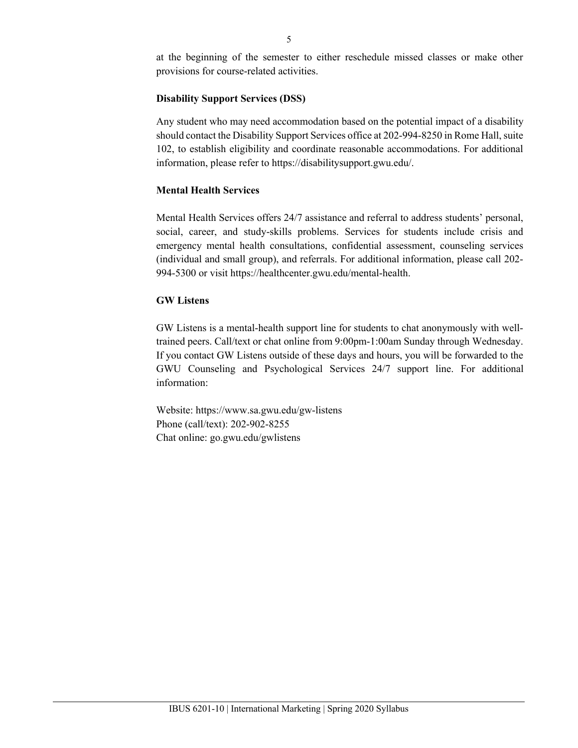at the beginning of the semester to either reschedule missed classes or make other provisions for course-related activities.

### Disability Support Services (DSS)

Any student who may need accommodation based on the potential impact of a disability should contact the Disability Support Services office at 202-994-8250 in Rome Hall, suite 102, to establish eligibility and coordinate reasonable accommodations. For additional information, please refer to https://disabilitysupport.gwu.edu/.

### Mental Health Services

Mental Health Services offers 24/7 assistance and referral to address students' personal, social, career, and study-skills problems. Services for students include crisis and emergency mental health consultations, confidential assessment, counseling services (individual and small group), and referrals. For additional information, please call 202-994-5300 or visit https://healthcenter.gwu.edu/mental-health.

### GW Listens

GW Listens is a mental-health support line for students to chat anonymously with well-trained peers. Call/text or chat online from 9:00pm-1:00am Sunday through Wednesday. If you contact GW Listens outside of these days and hours, you will be forwarded to the GWU Counseling and Psychological Services 24/7 support line. For additional information:

Website: https://www.sa.gwu.edu/gw-listens
Phone (call/text): 202-902-8255
Chat online: go.gwu.edu/gwlistens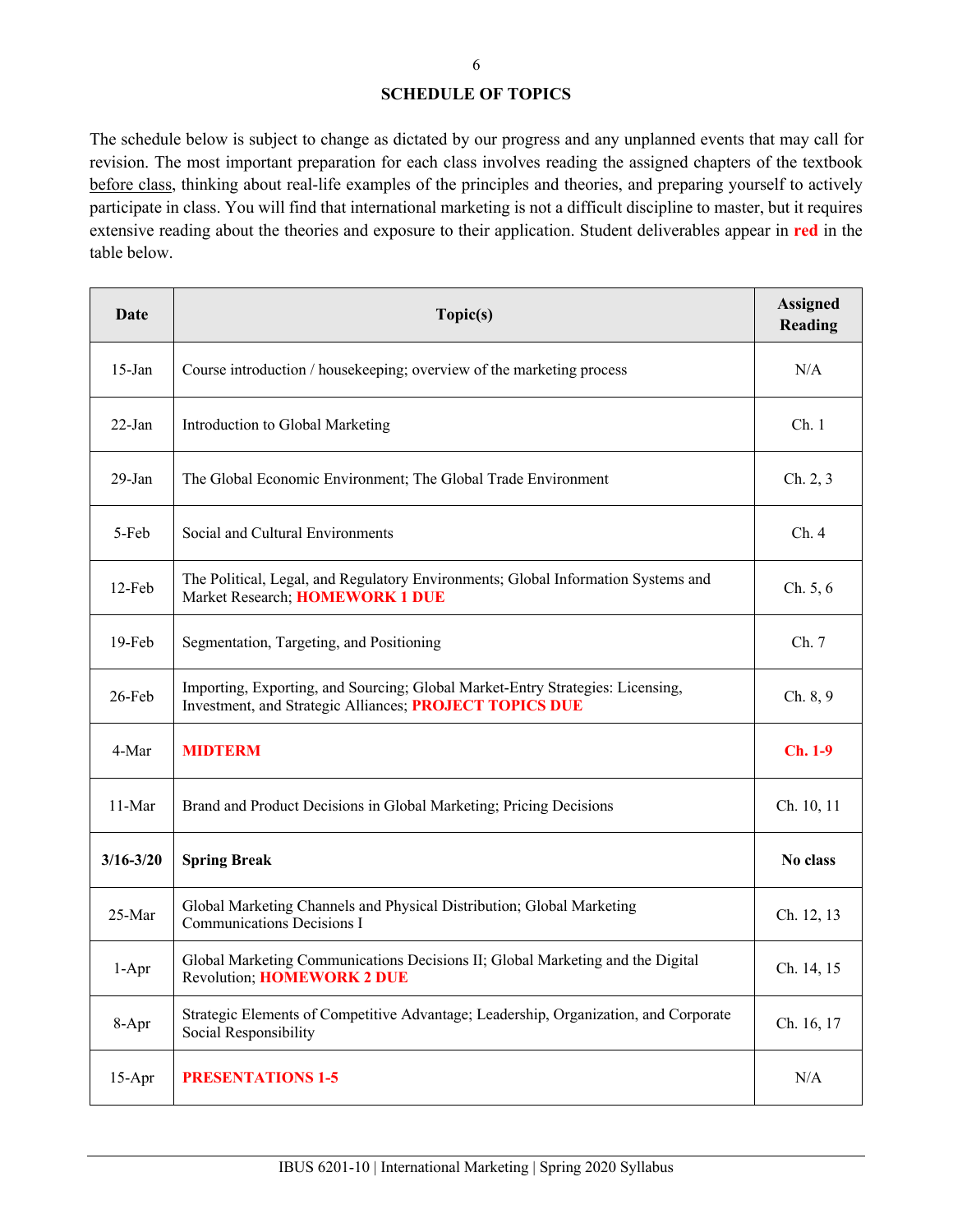## SCHEDULE OF TOPICS

The schedule below is subject to change as dictated by our progress and any unplanned events that may call for revision. The most important preparation for each class involves reading the assigned chapters of the textbook before class, thinking about real-life examples of the principles and theories, and preparing yourself to actively participate in class. You will find that international marketing is not a difficult discipline to master, but it requires extensive reading about the theories and exposure to their application. Student deliverables appear in **red** in the table below.

| Date | Topic(s) | Assigned Reading |
|---|---|---|
| 15-Jan | Course introduction / housekeeping; overview of the marketing process | N/A |
| 22-Jan | Introduction to Global Marketing | Ch. 1 |
| 29-Jan | The Global Economic Environment; The Global Trade Environment | Ch. 2, 3 |
| 5-Feb | Social and Cultural Environments | Ch. 4 |
| 12-Feb | The Political, Legal, and Regulatory Environments; Global Information Systems and Market Research; **HOMEWORK 1 DUE** | Ch. 5, 6 |
| 19-Feb | Segmentation, Targeting, and Positioning | Ch. 7 |
| 26-Feb | Importing, Exporting, and Sourcing; Global Market-Entry Strategies: Licensing, Investment, and Strategic Alliances; **PROJECT TOPICS DUE** | Ch. 8, 9 |
| 4-Mar | **MIDTERM** | **Ch. 1-9** |
| 11-Mar | Brand and Product Decisions in Global Marketing; Pricing Decisions | Ch. 10, 11 |
| **3/16-3/20** | **Spring Break** | **No class** |
| 25-Mar | Global Marketing Channels and Physical Distribution; Global Marketing Communications Decisions I | Ch. 12, 13 |
| 1-Apr | Global Marketing Communications Decisions II; Global Marketing and the Digital Revolution; **HOMEWORK 2 DUE** | Ch. 14, 15 |
| 8-Apr | Strategic Elements of Competitive Advantage; Leadership, Organization, and Corporate Social Responsibility | Ch. 16, 17 |
| 15-Apr | **PRESENTATIONS 1-5** | N/A |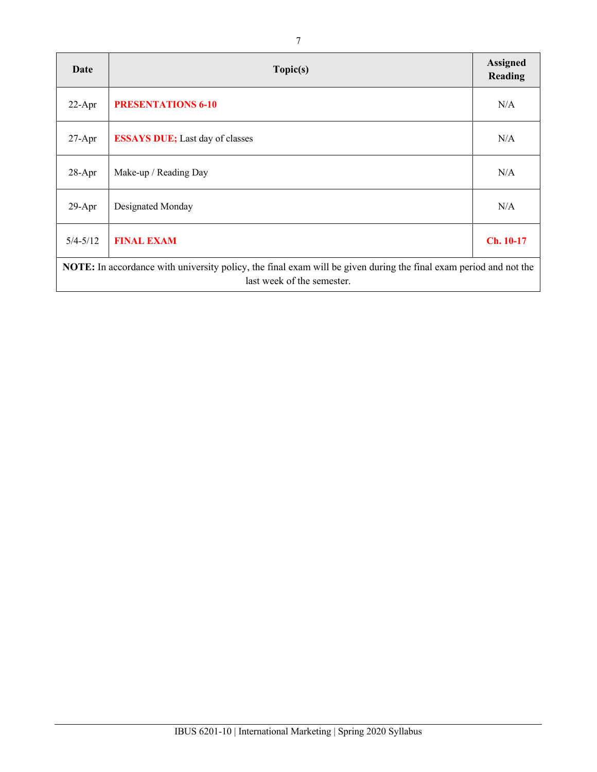| Date | Topic(s) | Assigned Reading |
| --- | --- | --- |
| 22-Apr | **PRESENTATIONS 6-10** | N/A |
| 27-Apr | **ESSAYS DUE;** Last day of classes | N/A |
| 28-Apr | Make-up / Reading Day | N/A |
| 29-Apr | Designated Monday | N/A |
| 5/4-5/12 | **FINAL EXAM** | **Ch. 10-17** |
| **NOTE:** In accordance with university policy, the final exam will be given during the final exam period and not the last week of the semester. | | |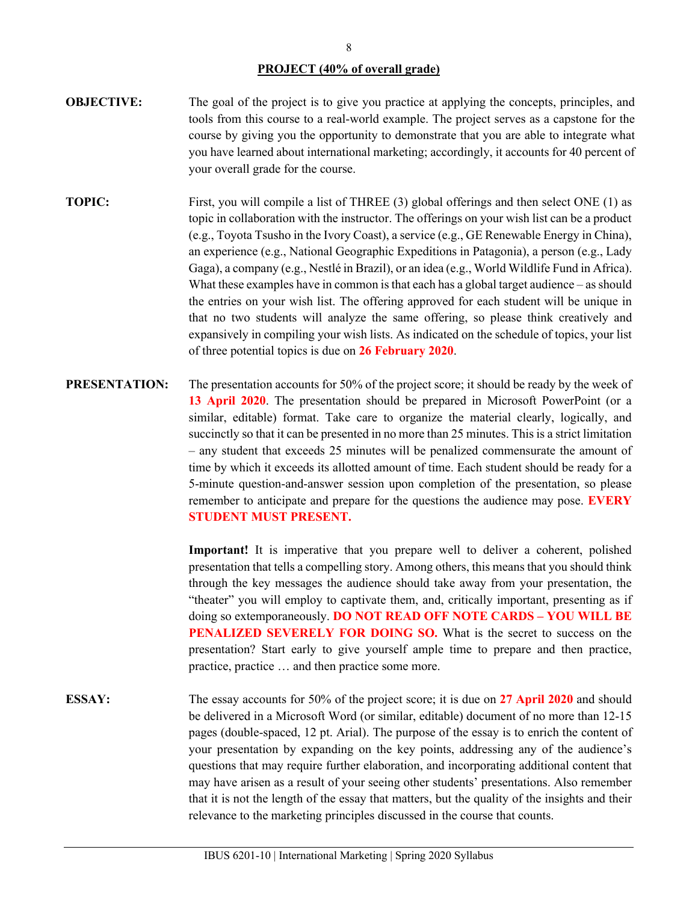## PROJECT (40% of overall grade)

**OBJECTIVE:** The goal of the project is to give you practice at applying the concepts, principles, and tools from this course to a real-world example. The project serves as a capstone for the course by giving you the opportunity to demonstrate that you are able to integrate what you have learned about international marketing; accordingly, it accounts for 40 percent of your overall grade for the course.

**TOPIC:** First, you will compile a list of THREE (3) global offerings and then select ONE (1) as topic in collaboration with the instructor. The offerings on your wish list can be a product (e.g., Toyota Tsusho in the Ivory Coast), a service (e.g., GE Renewable Energy in China), an experience (e.g., National Geographic Expeditions in Patagonia), a person (e.g., Lady Gaga), a company (e.g., Nestlé in Brazil), or an idea (e.g., World Wildlife Fund in Africa). What these examples have in common is that each has a global target audience – as should the entries on your wish list. The offering approved for each student will be unique in that no two students will analyze the same offering, so please think creatively and expansively in compiling your wish lists. As indicated on the schedule of topics, your list of three potential topics is due on **26 February 2020**.

**PRESENTATION:** The presentation accounts for 50% of the project score; it should be ready by the week of **13 April 2020**. The presentation should be prepared in Microsoft PowerPoint (or a similar, editable) format. Take care to organize the material clearly, logically, and succinctly so that it can be presented in no more than 25 minutes. This is a strict limitation – any student that exceeds 25 minutes will be penalized commensurate the amount of time by which it exceeds its allotted amount of time. Each student should be ready for a 5-minute question-and-answer session upon completion of the presentation, so please remember to anticipate and prepare for the questions the audience may pose. **EVERY STUDENT MUST PRESENT.**

**Important!** It is imperative that you prepare well to deliver a coherent, polished presentation that tells a compelling story. Among others, this means that you should think through the key messages the audience should take away from your presentation, the "theater" you will employ to captivate them, and, critically important, presenting as if doing so extemporaneously. **DO NOT READ OFF NOTE CARDS – YOU WILL BE PENALIZED SEVERELY FOR DOING SO.** What is the secret to success on the presentation? Start early to give yourself ample time to prepare and then practice, practice, practice … and then practice some more.

**ESSAY:** The essay accounts for 50% of the project score; it is due on **27 April 2020** and should be delivered in a Microsoft Word (or similar, editable) document of no more than 12-15 pages (double-spaced, 12 pt. Arial). The purpose of the essay is to enrich the content of your presentation by expanding on the key points, addressing any of the audience's questions that may require further elaboration, and incorporating additional content that may have arisen as a result of your seeing other students' presentations. Also remember that it is not the length of the essay that matters, but the quality of the insights and their relevance to the marketing principles discussed in the course that counts.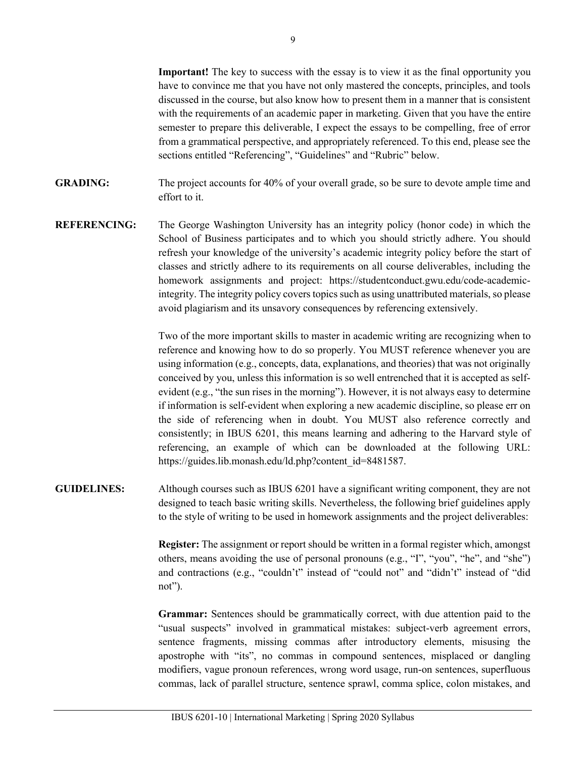**Important!** The key to success with the essay is to view it as the final opportunity you have to convince me that you have not only mastered the concepts, principles, and tools discussed in the course, but also know how to present them in a manner that is consistent with the requirements of an academic paper in marketing. Given that you have the entire semester to prepare this deliverable, I expect the essays to be compelling, free of error from a grammatical perspective, and appropriately referenced. To this end, please see the sections entitled "Referencing", "Guidelines" and "Rubric" below.

**GRADING:** The project accounts for 40% of your overall grade, so be sure to devote ample time and effort to it.

**REFERENCING:** The George Washington University has an integrity policy (honor code) in which the School of Business participates and to which you should strictly adhere. You should refresh your knowledge of the university's academic integrity policy before the start of classes and strictly adhere to its requirements on all course deliverables, including the homework assignments and project: https://studentconduct.gwu.edu/code-academic-integrity. The integrity policy covers topics such as using unattributed materials, so please avoid plagiarism and its unsavory consequences by referencing extensively.

Two of the more important skills to master in academic writing are recognizing when to reference and knowing how to do so properly. You MUST reference whenever you are using information (e.g., concepts, data, explanations, and theories) that was not originally conceived by you, unless this information is so well entrenched that it is accepted as self-evident (e.g., "the sun rises in the morning"). However, it is not always easy to determine if information is self-evident when exploring a new academic discipline, so please err on the side of referencing when in doubt. You MUST also reference correctly and consistently; in IBUS 6201, this means learning and adhering to the Harvard style of referencing, an example of which can be downloaded at the following URL: https://guides.lib.monash.edu/ld.php?content_id=8481587.

**GUIDELINES:** Although courses such as IBUS 6201 have a significant writing component, they are not designed to teach basic writing skills. Nevertheless, the following brief guidelines apply to the style of writing to be used in homework assignments and the project deliverables:

**Register:** The assignment or report should be written in a formal register which, amongst others, means avoiding the use of personal pronouns (e.g., "I", "you", "he", and "she") and contractions (e.g., "couldn't" instead of "could not" and "didn't" instead of "did not").

**Grammar:** Sentences should be grammatically correct, with due attention paid to the "usual suspects" involved in grammatical mistakes: subject-verb agreement errors, sentence fragments, missing commas after introductory elements, misusing the apostrophe with "its", no commas in compound sentences, misplaced or dangling modifiers, vague pronoun references, wrong word usage, run-on sentences, superfluous commas, lack of parallel structure, sentence sprawl, comma splice, colon mistakes, and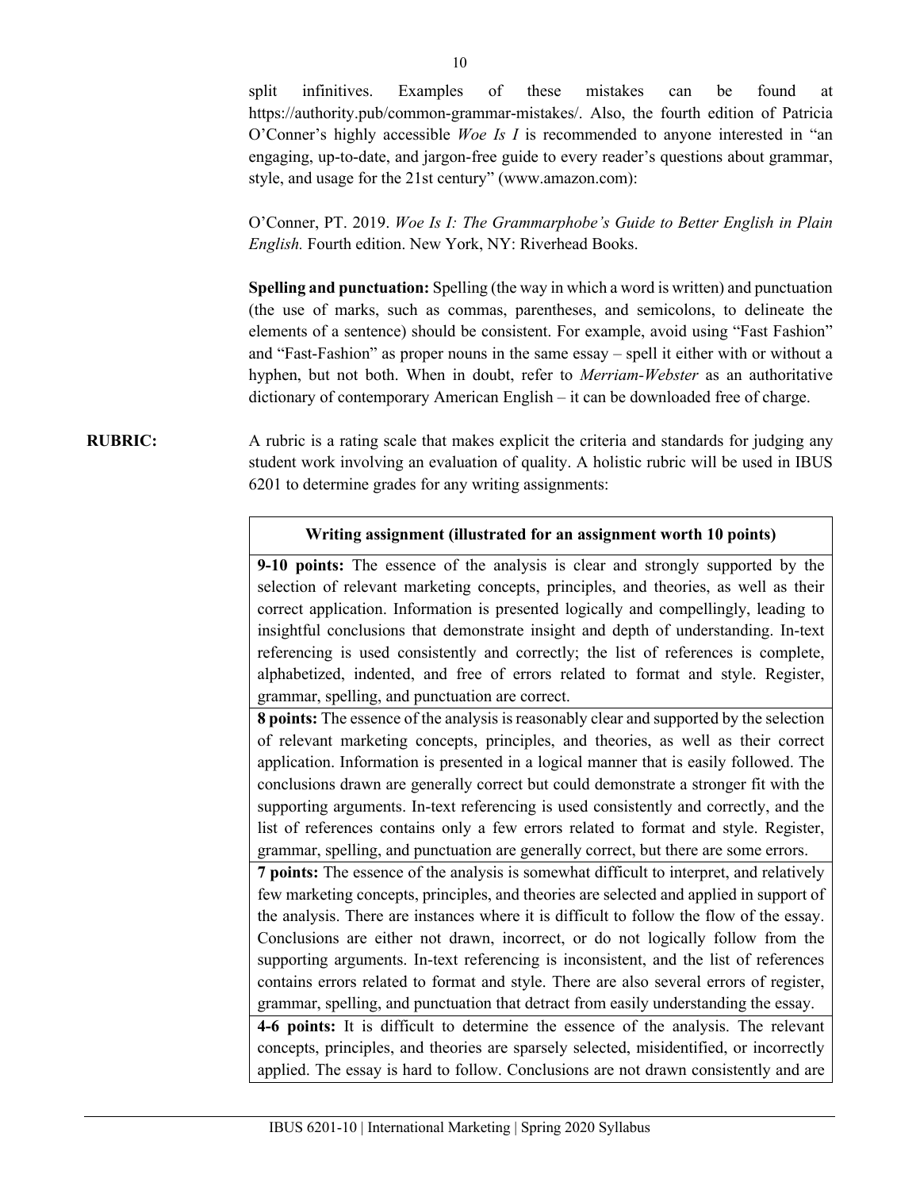split infinitives. Examples of these mistakes can be found at https://authority.pub/common-grammar-mistakes/. Also, the fourth edition of Patricia O'Conner's highly accessible *Woe Is I* is recommended to anyone interested in "an engaging, up-to-date, and jargon-free guide to every reader's questions about grammar, style, and usage for the 21st century" (www.amazon.com):

O'Conner, PT. 2019. *Woe Is I: The Grammarphobe's Guide to Better English in Plain English.* Fourth edition. New York, NY: Riverhead Books.

**Spelling and punctuation:** Spelling (the way in which a word is written) and punctuation (the use of marks, such as commas, parentheses, and semicolons, to delineate the elements of a sentence) should be consistent. For example, avoid using "Fast Fashion" and "Fast-Fashion" as proper nouns in the same essay – spell it either with or without a hyphen, but not both. When in doubt, refer to *Merriam-Webster* as an authoritative dictionary of contemporary American English – it can be downloaded free of charge.

**RUBRIC:** A rubric is a rating scale that makes explicit the criteria and standards for judging any student work involving an evaluation of quality. A holistic rubric will be used in IBUS 6201 to determine grades for any writing assignments:

| **Writing assignment (illustrated for an assignment worth 10 points)** |
|---|
| **9-10 points:** The essence of the analysis is clear and strongly supported by the selection of relevant marketing concepts, principles, and theories, as well as their correct application. Information is presented logically and compellingly, leading to insightful conclusions that demonstrate insight and depth of understanding. In-text referencing is used consistently and correctly; the list of references is complete, alphabetized, indented, and free of errors related to format and style. Register, grammar, spelling, and punctuation are correct. |
| **8 points:** The essence of the analysis is reasonably clear and supported by the selection of relevant marketing concepts, principles, and theories, as well as their correct application. Information is presented in a logical manner that is easily followed. The conclusions drawn are generally correct but could demonstrate a stronger fit with the supporting arguments. In-text referencing is used consistently and correctly, and the list of references contains only a few errors related to format and style. Register, grammar, spelling, and punctuation are generally correct, but there are some errors. |
| **7 points:** The essence of the analysis is somewhat difficult to interpret, and relatively few marketing concepts, principles, and theories are selected and applied in support of the analysis. There are instances where it is difficult to follow the flow of the essay. Conclusions are either not drawn, incorrect, or do not logically follow from the supporting arguments. In-text referencing is inconsistent, and the list of references contains errors related to format and style. There are also several errors of register, grammar, spelling, and punctuation that detract from easily understanding the essay. |
| **4-6 points:** It is difficult to determine the essence of the analysis. The relevant concepts, principles, and theories are sparsely selected, misidentified, or incorrectly applied. The essay is hard to follow. Conclusions are not drawn consistently and are |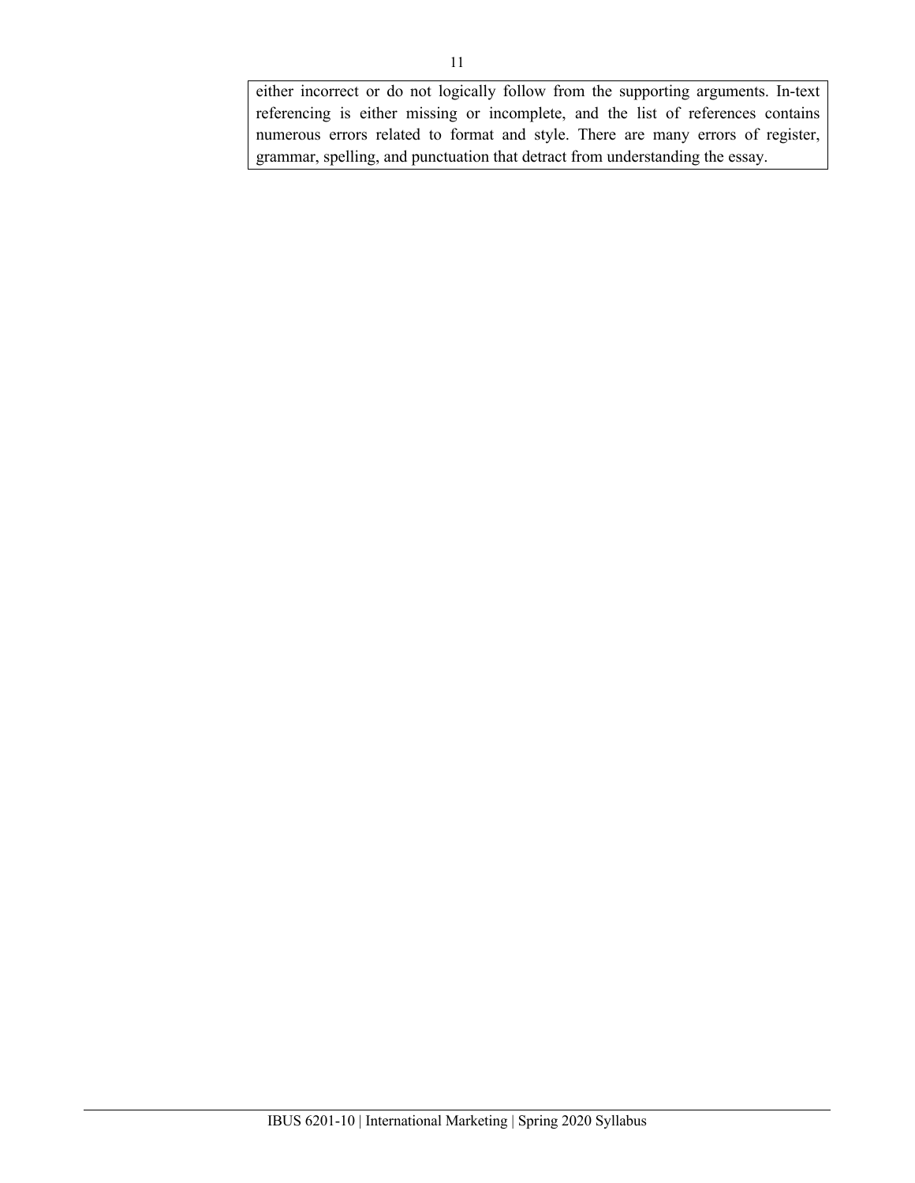either incorrect or do not logically follow from the supporting arguments. In-text referencing is either missing or incomplete, and the list of references contains numerous errors related to format and style. There are many errors of register, grammar, spelling, and punctuation that detract from understanding the essay.